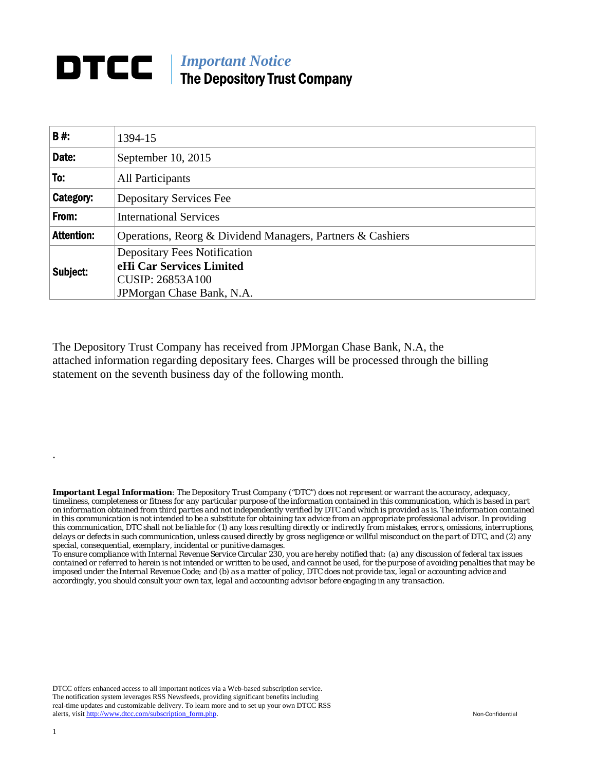# DTCC | *Important Notice* The Depository Trust Company

| **B #:** | 1394-15 |
|---|---|
| **Date:** | September 10, 2015 |
| **To:** | All Participants |
| **Category:** | Depositary Services Fee |
| **From:** | International Services |
| **Attention:** | Operations, Reorg & Dividend Managers, Partners & Cashiers |
| **Subject:** | Depositary Fees Notification<br>**eHi Car Services Limited**<br>CUSIP: 26853A100<br>JPMorgan Chase Bank, N.A. |

The Depository Trust Company has received from JPMorgan Chase Bank, N.A, the attached information regarding depositary fees. Charges will be processed through the billing statement on the seventh business day of the following month.

.

***Important Legal Information**: The Depository Trust Company ("DTC") does not represent or warrant the accuracy, adequacy, timeliness, completeness or fitness for any particular purpose of the information contained in this communication, which is based in part on information obtained from third parties and not independently verified by DTC and which is provided as is. The information contained in this communication is not intended to be a substitute for obtaining tax advice from an appropriate professional advisor. In providing this communication, DTC shall not be liable for (1) any loss resulting directly or indirectly from mistakes, errors, omissions, interruptions, delays or defects in such communication, unless caused directly by gross negligence or willful misconduct on the part of DTC, and (2) any special, consequential, exemplary, incidental or punitive damages.*

*To ensure compliance with Internal Revenue Service Circular 230, you are hereby notified that: (a) any discussion of federal tax issues contained or referred to herein is not intended or written to be used, and cannot be used, for the purpose of avoiding penalties that may be imposed under the Internal Revenue Code; and (b) as a matter of policy, DTC does not provide tax, legal or accounting advice and accordingly, you should consult your own tax, legal and accounting advisor before engaging in any transaction.*

DTCC offers enhanced access to all important notices via a Web-based subscription service. The notification system leverages RSS Newsfeeds, providing significant benefits including real-time updates and customizable delivery. To learn more and to set up your own DTCC RSS alerts, visit http://www.dtcc.com/subscription_form.php.

Non-Confidential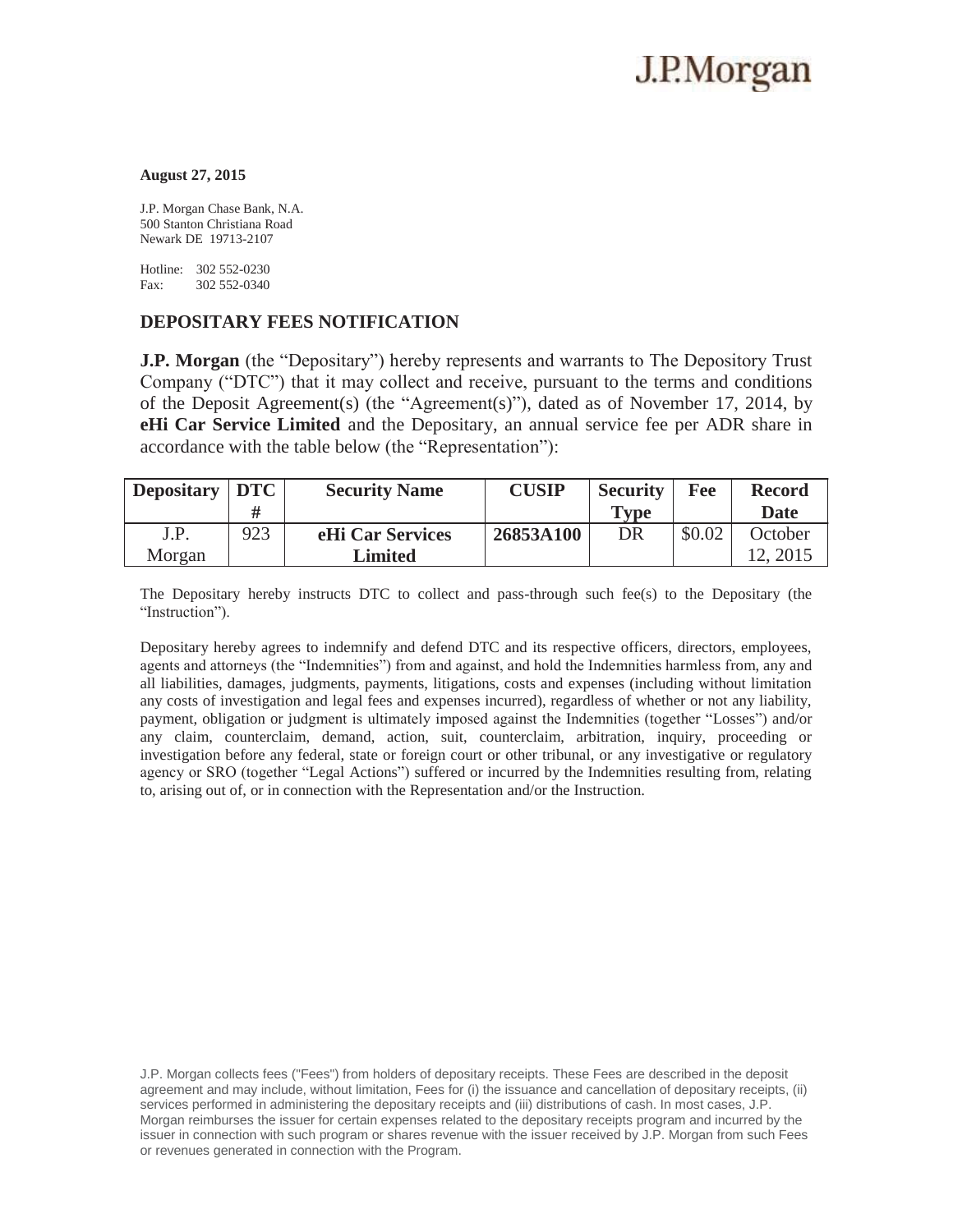**August 27, 2015**

J.P. Morgan Chase Bank, N.A.
500 Stanton Christiana Road
Newark DE 19713-2107

Hotline: 302 552-0230
Fax: 302 552-0340

## DEPOSITARY FEES NOTIFICATION

**J.P. Morgan** (the "Depositary") hereby represents and warrants to The Depository Trust Company ("DTC") that it may collect and receive, pursuant to the terms and conditions of the Deposit Agreement(s) (the "Agreement(s)"), dated as of November 17, 2014, by **eHi Car Service Limited** and the Depositary, an annual service fee per ADR share in accordance with the table below (the "Representation"):

| Depositary | DTC # | Security Name | CUSIP | Security Type | Fee | Record Date |
|---|---|---|---|---|---|---|
| J.P. Morgan | 923 | **eHi Car Services Limited** | **26853A100** | DR | $0.02 | October 12, 2015 |

The Depositary hereby instructs DTC to collect and pass-through such fee(s) to the Depositary (the "Instruction").

Depositary hereby agrees to indemnify and defend DTC and its respective officers, directors, employees, agents and attorneys (the "Indemnities") from and against, and hold the Indemnities harmless from, any and all liabilities, damages, judgments, payments, litigations, costs and expenses (including without limitation any costs of investigation and legal fees and expenses incurred), regardless of whether or not any liability, payment, obligation or judgment is ultimately imposed against the Indemnities (together "Losses") and/or any claim, counterclaim, demand, action, suit, counterclaim, arbitration, inquiry, proceeding or investigation before any federal, state or foreign court or other tribunal, or any investigative or regulatory agency or SRO (together "Legal Actions") suffered or incurred by the Indemnities resulting from, relating to, arising out of, or in connection with the Representation and/or the Instruction.

J.P. Morgan collects fees ("Fees") from holders of depositary receipts. These Fees are described in the deposit agreement and may include, without limitation, Fees for (i) the issuance and cancellation of depositary receipts, (ii) services performed in administering the depositary receipts and (iii) distributions of cash. In most cases, J.P. Morgan reimburses the issuer for certain expenses related to the depositary receipts program and incurred by the issuer in connection with such program or shares revenue with the issuer received by J.P. Morgan from such Fees or revenues generated in connection with the Program.